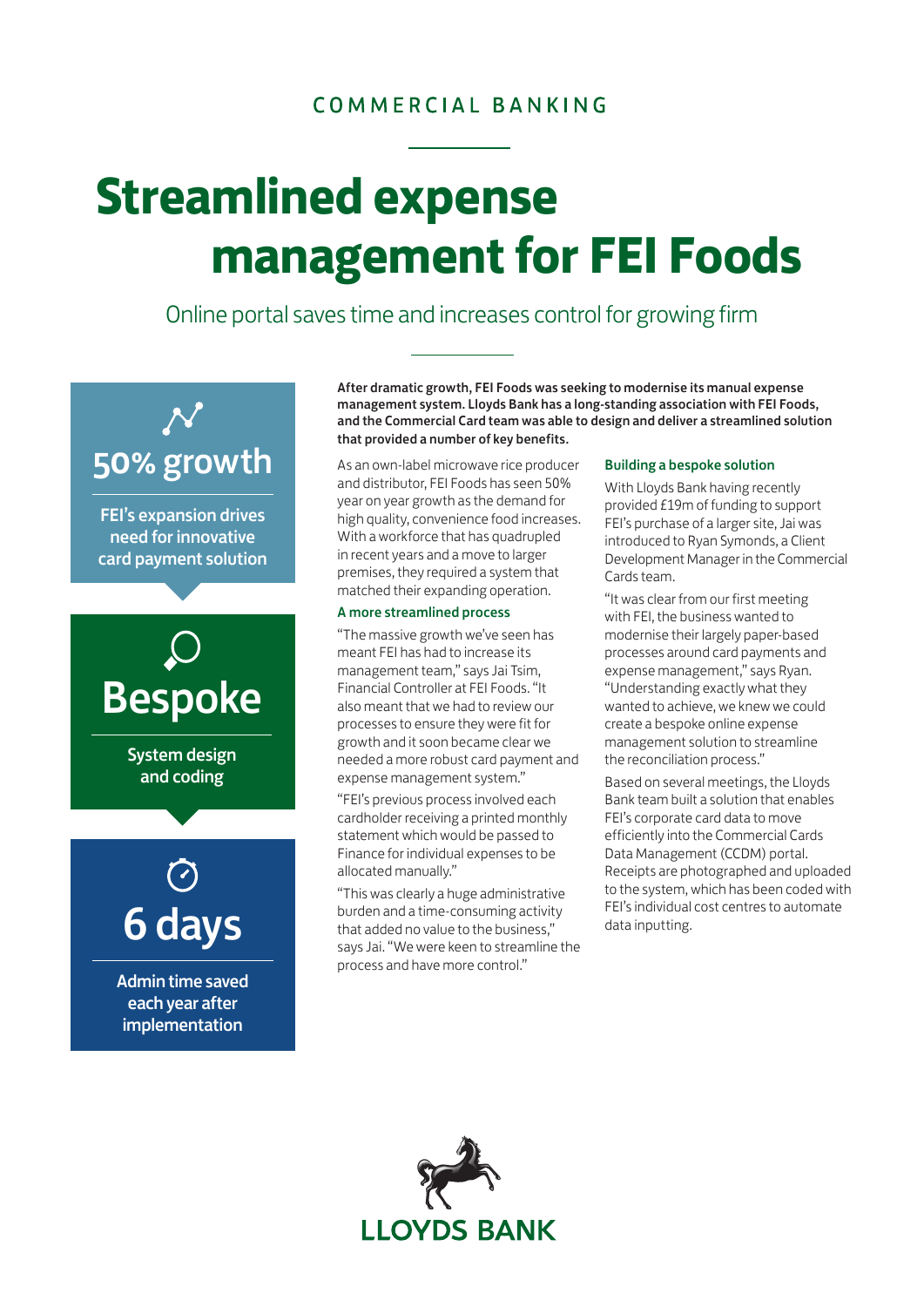COMMERCIAL BANKING

# Streamlined expense management for FEI Foods

Online portal saves time and increases control for growing firm

**50% growth**

**FEI's expansion drives need for innovative card payment solution**

**Bespoke**

**System design and coding**

**6 days**

**Admin time saved each year after implementation**

**After dramatic growth, FEI Foods was seeking to modernise its manual expense management system. Lloyds Bank has a long-standing association with FEI Foods, and the Commercial Card team was able to design and deliver a streamlined solution that provided a number of key benefits.**

As an own-label microwave rice producer and distributor, FEI Foods has seen 50% year on year growth as the demand for high quality, convenience food increases. With a workforce that has quadrupled in recent years and a move to larger premises, they required a system that matched their expanding operation.

### A more streamlined process

"The massive growth we've seen has meant FEI has had to increase its management team," says Jai Tsim, Financial Controller at FEI Foods. "It also meant that we had to review our processes to ensure they were fit for growth and it soon became clear we needed a more robust card payment and expense management system."

"FEI's previous process involved each cardholder receiving a printed monthly statement which would be passed to Finance for individual expenses to be allocated manually."

"This was clearly a huge administrative burden and a time-consuming activity that added no value to the business," says Jai. "We were keen to streamline the process and have more control."

### Building a bespoke solution

With Lloyds Bank having recently provided £19m of funding to support FEI's purchase of a larger site, Jai was introduced to Ryan Symonds, a Client Development Manager in the Commercial Cards team.

"It was clear from our first meeting with FEI, the business wanted to modernise their largely paper-based processes around card payments and expense management," says Ryan. "Understanding exactly what they wanted to achieve, we knew we could create a bespoke online expense management solution to streamline the reconciliation process."

Based on several meetings, the Lloyds Bank team built a solution that enables FEI's corporate card data to move efficiently into the Commercial Cards Data Management (CCDM) portal. Receipts are photographed and uploaded to the system, which has been coded with FEI's individual cost centres to automate data inputting.

LLOYDS BANK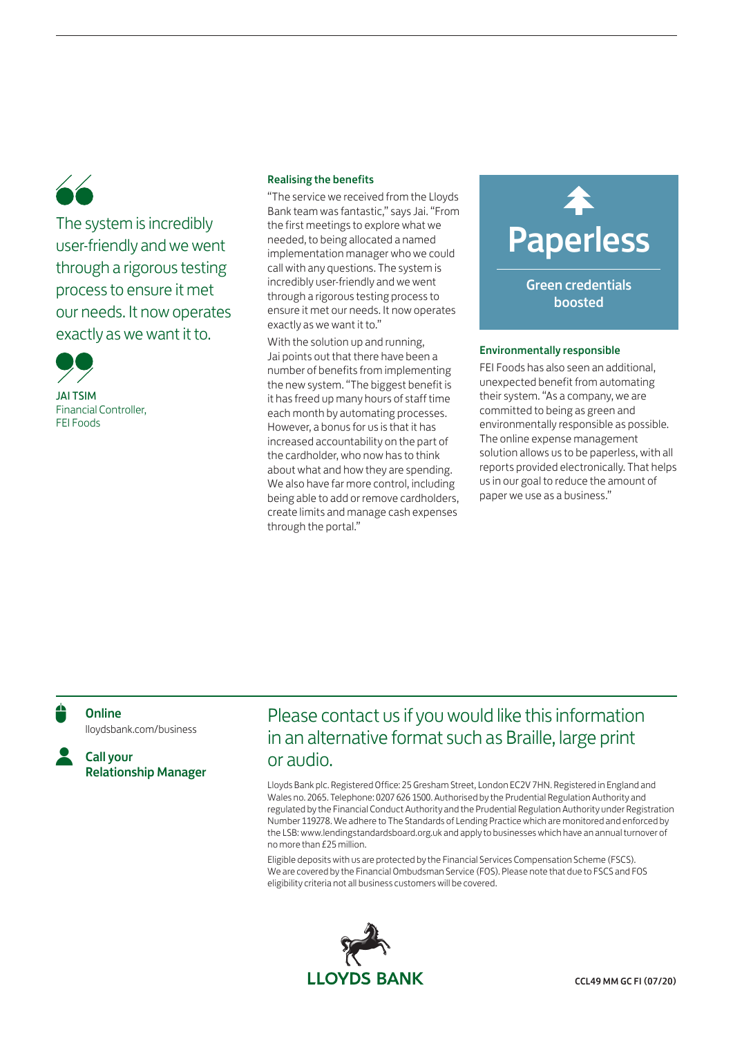> The system is incredibly user-friendly and we went through a rigorous testing process to ensure it met our needs. It now operates exactly as we want it to.

JAI TSIM
Financial Controller,
FEI Foods

### Realising the benefits

"The service we received from the Lloyds Bank team was fantastic," says Jai. "From the first meetings to explore what we needed, to being allocated a named implementation manager who we could call with any questions. The system is incredibly user-friendly and we went through a rigorous testing process to ensure it met our needs. It now operates exactly as we want it to."

With the solution up and running, Jai points out that there have been a number of benefits from implementing the new system. "The biggest benefit is it has freed up many hours of staff time each month by automating processes. However, a bonus for us is that it has increased accountability on the part of the cardholder, who now has to think about what and how they are spending. We also have far more control, including being able to add or remove cardholders, create limits and manage cash expenses through the portal."

**Paperless**

**Green credentials boosted**

### Environmentally responsible

FEI Foods has also seen an additional, unexpected benefit from automating their system. "As a company, we are committed to being as green and environmentally responsible as possible. The online expense management solution allows us to be paperless, with all reports provided electronically. That helps us in our goal to reduce the amount of paper we use as a business."

**Online**
lloydsbank.com/business

**Call your Relationship Manager**

## Please contact us if you would like this information in an alternative format such as Braille, large print or audio.

Lloyds Bank plc. Registered Office: 25 Gresham Street, London EC2V 7HN. Registered in England and Wales no. 2065. Telephone: 0207 626 1500. Authorised by the Prudential Regulation Authority and regulated by the Financial Conduct Authority and the Prudential Regulation Authority under Registration Number 119278. We adhere to The Standards of Lending Practice which are monitored and enforced by the LSB: www.lendingstandardsboard.org.uk and apply to businesses which have an annual turnover of no more than £25 million.

Eligible deposits with us are protected by the Financial Services Compensation Scheme (FSCS). We are covered by the Financial Ombudsman Service (FOS). Please note that due to FSCS and FOS eligibility criteria not all business customers will be covered.

LLOYDS BANK

CCL49 MM GC FI (07/20)